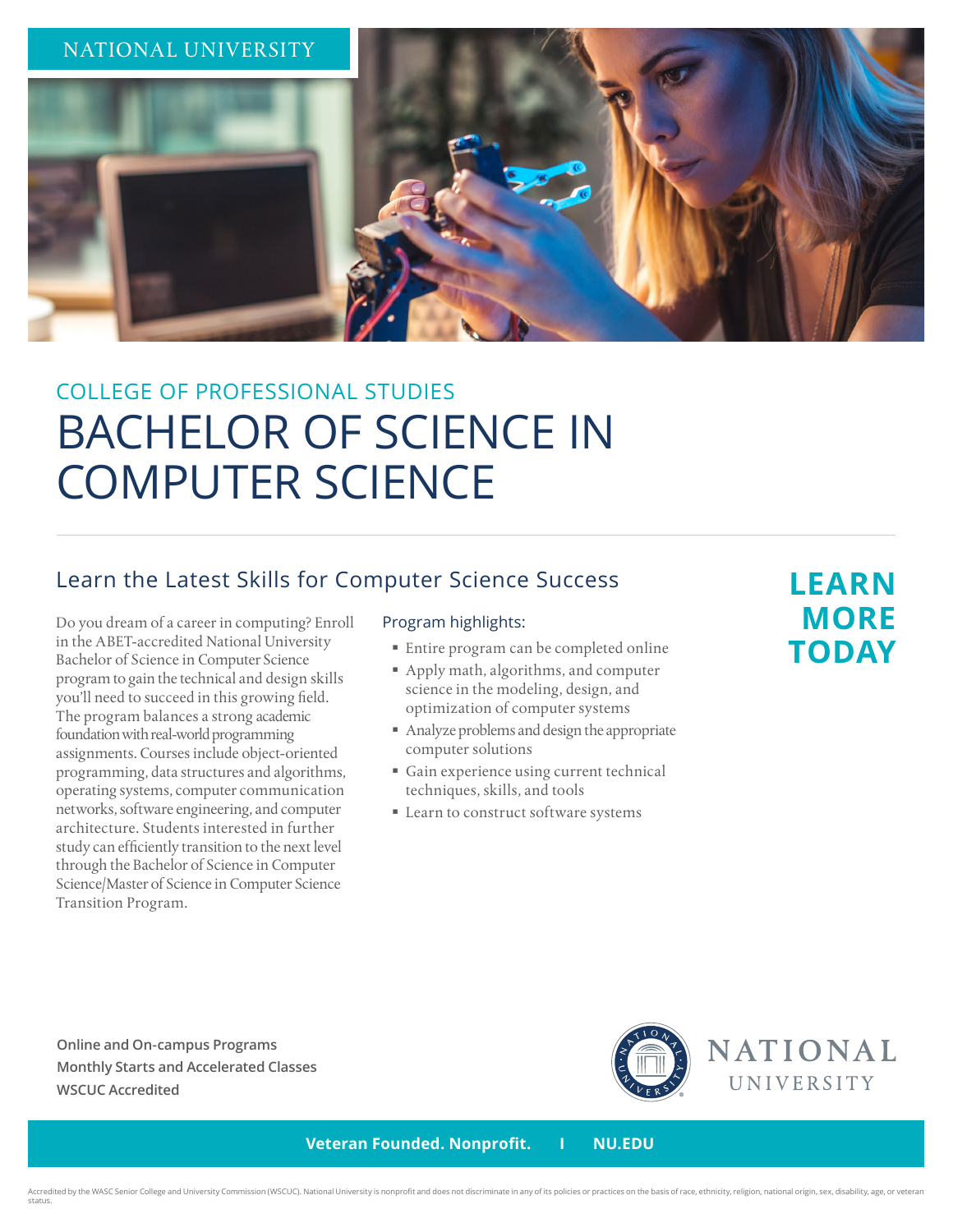NATIONAL UNIVERSITY

## COLLEGE OF PROFESSIONAL STUDIES

# BACHELOR OF SCIENCE IN COMPUTER SCIENCE

## Learn the Latest Skills for Computer Science Success

Do you dream of a career in computing? Enroll in the ABET-accredited National University Bachelor of Science in Computer Science program to gain the technical and design skills you'll need to succeed in this growing field. The program balances a strong academic foundation with real-world programming assignments. Courses include object-oriented programming, data structures and algorithms, operating systems, computer communication networks, software engineering, and computer architecture. Students interested in further study can efficiently transition to the next level through the Bachelor of Science in Computer Science/Master of Science in Computer Science Transition Program.

### Program highlights:

- Entire program can be completed online
- Apply math, algorithms, and computer science in the modeling, design, and optimization of computer systems
- Analyze problems and design the appropriate computer solutions
- Gain experience using current technical techniques, skills, and tools
- Learn to construct software systems

**LEARN MORE TODAY**

**Online and On-campus Programs**
**Monthly Starts and Accelerated Classes**
**WSCUC Accredited**

NATIONAL UNIVERSITY

**Veteran Founded. Nonprofit. | NU.EDU**

Accredited by the WASC Senior College and University Commission (WSCUC). National University is nonprofit and does not discriminate in any of its policies or practices on the basis of race, ethnicity, religion, national origin, sex, disability, age, or veteran status.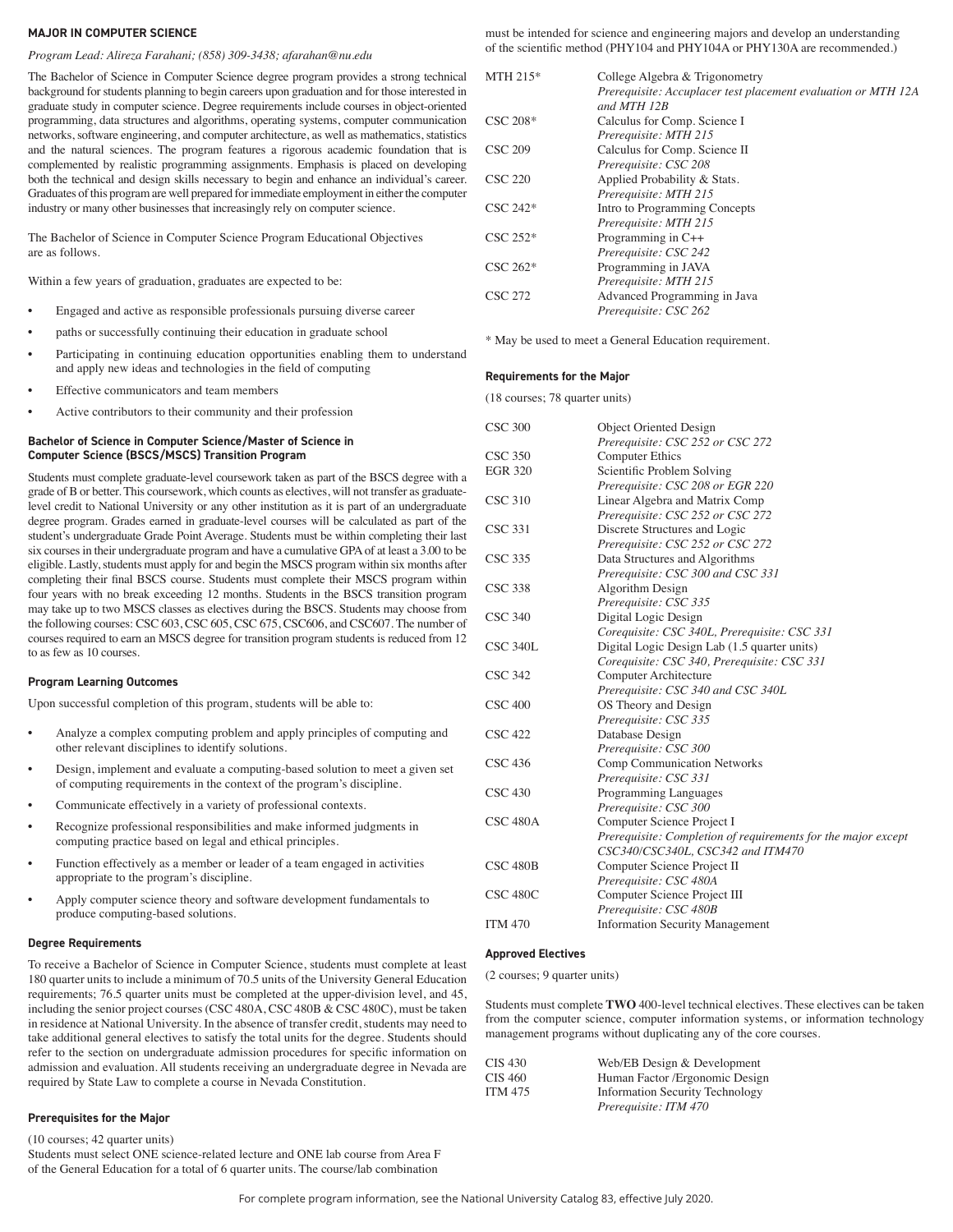**MAJOR IN COMPUTER SCIENCE**

*Program Lead: Alireza Farahani; (858) 309-3438; afarahan@nu.edu*

The Bachelor of Science in Computer Science degree program provides a strong technical background for students planning to begin careers upon graduation and for those interested in graduate study in computer science. Degree requirements include courses in object-oriented programming, data structures and algorithms, operating systems, computer communication networks, software engineering, and computer architecture, as well as mathematics, statistics and the natural sciences. The program features a rigorous academic foundation that is complemented by realistic programming assignments. Emphasis is placed on developing both the technical and design skills necessary to begin and enhance an individual's career. Graduates of this program are well prepared for immediate employment in either the computer industry or many other businesses that increasingly rely on computer science.

The Bachelor of Science in Computer Science Program Educational Objectives are as follows.

Within a few years of graduation, graduates are expected to be:

- Engaged and active as responsible professionals pursuing diverse career
- paths or successfully continuing their education in graduate school
- Participating in continuing education opportunities enabling them to understand and apply new ideas and technologies in the field of computing
- Effective communicators and team members
- Active contributors to their community and their profession

**Bachelor of Science in Computer Science/Master of Science in Computer Science (BSCS/MSCS) Transition Program**

Students must complete graduate-level coursework taken as part of the BSCS degree with a grade of B or better. This coursework, which counts as electives, will not transfer as graduate-level credit to National University or any other institution as it is part of an undergraduate degree program. Grades earned in graduate-level courses will be calculated as part of the student's undergraduate Grade Point Average. Students must be within completing their last six courses in their undergraduate program and have a cumulative GPA of at least a 3.00 to be eligible. Lastly, students must apply for and begin the MSCS program within six months after completing their final BSCS course. Students must complete their MSCS program within four years with no break exceeding 12 months. Students in the BSCS transition program may take up to two MSCS classes as electives during the BSCS. Students may choose from the following courses: CSC 603, CSC 605, CSC 675, CSC606, and CSC607. The number of courses required to earn an MSCS degree for transition program students is reduced from 12 to as few as 10 courses.

**Program Learning Outcomes**

Upon successful completion of this program, students will be able to:

- Analyze a complex computing problem and apply principles of computing and other relevant disciplines to identify solutions.
- Design, implement and evaluate a computing-based solution to meet a given set of computing requirements in the context of the program's discipline.
- Communicate effectively in a variety of professional contexts.
- Recognize professional responsibilities and make informed judgments in computing practice based on legal and ethical principles.
- Function effectively as a member or leader of a team engaged in activities appropriate to the program's discipline.
- Apply computer science theory and software development fundamentals to produce computing-based solutions.

**Degree Requirements**

To receive a Bachelor of Science in Computer Science, students must complete at least 180 quarter units to include a minimum of 70.5 units of the University General Education requirements; 76.5 quarter units must be completed at the upper-division level, and 45, including the senior project courses (CSC 480A, CSC 480B & CSC 480C), must be taken in residence at National University. In the absence of transfer credit, students may need to take additional general electives to satisfy the total units for the degree. Students should refer to the section on undergraduate admission procedures for specific information on admission and evaluation. All students receiving an undergraduate degree in Nevada are required by State Law to complete a course in Nevada Constitution.

**Prerequisites for the Major**

(10 courses; 42 quarter units)

Students must select ONE science-related lecture and ONE lab course from Area F of the General Education for a total of 6 quarter units. The course/lab combination must be intended for science and engineering majors and develop an understanding of the scientific method (PHY104 and PHY104A or PHY130A are recommended.)

| | |
|---|---|
| MTH 215* | College Algebra & Trigonometry<br>*Prerequisite: Accuplacer test placement evaluation or MTH 12A and MTH 12B* |
| CSC 208* | Calculus for Comp. Science I<br>*Prerequisite: MTH 215* |
| CSC 209 | Calculus for Comp. Science II<br>*Prerequisite: CSC 208* |
| CSC 220 | Applied Probability & Stats.<br>*Prerequisite: MTH 215* |
| CSC 242* | Intro to Programming Concepts<br>*Prerequisite: MTH 215* |
| CSC 252* | Programming in C++<br>*Prerequisite: CSC 242* |
| CSC 262* | Programming in JAVA<br>*Prerequisite: MTH 215* |
| CSC 272 | Advanced Programming in Java<br>*Prerequisite: CSC 262* |

\* May be used to meet a General Education requirement.

**Requirements for the Major**

(18 courses; 78 quarter units)

| | |
|---|---|
| CSC 300 | Object Oriented Design<br>*Prerequisite: CSC 252 or CSC 272* |
| CSC 350 | Computer Ethics |
| EGR 320 | Scientific Problem Solving<br>*Prerequisite: CSC 208 or EGR 220* |
| CSC 310 | Linear Algebra and Matrix Comp<br>*Prerequisite: CSC 252 or CSC 272* |
| CSC 331 | Discrete Structures and Logic<br>*Prerequisite: CSC 252 or CSC 272* |
| CSC 335 | Data Structures and Algorithms<br>*Prerequisite: CSC 300 and CSC 331* |
| CSC 338 | Algorithm Design<br>*Prerequisite: CSC 335* |
| CSC 340 | Digital Logic Design<br>*Corequisite: CSC 340L, Prerequisite: CSC 331* |
| CSC 340L | Digital Logic Design Lab (1.5 quarter units)<br>*Corequisite: CSC 340, Prerequisite: CSC 331* |
| CSC 342 | Computer Architecture<br>*Prerequisite: CSC 340 and CSC 340L* |
| CSC 400 | OS Theory and Design<br>*Prerequisite: CSC 335* |
| CSC 422 | Database Design<br>*Prerequisite: CSC 300* |
| CSC 436 | Comp Communication Networks<br>*Prerequisite: CSC 331* |
| CSC 430 | Programming Languages<br>*Prerequisite: CSC 300* |
| CSC 480A | Computer Science Project I<br>*Prerequisite: Completion of requirements for the major except CSC340/CSC340L, CSC342 and ITM470* |
| CSC 480B | Computer Science Project II<br>*Prerequisite: CSC 480A* |
| CSC 480C | Computer Science Project III<br>*Prerequisite: CSC 480B* |
| ITM 470 | Information Security Management |

**Approved Electives**

(2 courses; 9 quarter units)

Students must complete **TWO** 400-level technical electives. These electives can be taken from the computer science, computer information systems, or information technology management programs without duplicating any of the core courses.

| | |
|---|---|
| CIS 430 | Web/EB Design & Development |
| CIS 460 | Human Factor /Ergonomic Design |
| ITM 475 | Information Security Technology<br>*Prerequisite: ITM 470* |

For complete program information, see the National University Catalog 83, effective July 2020.